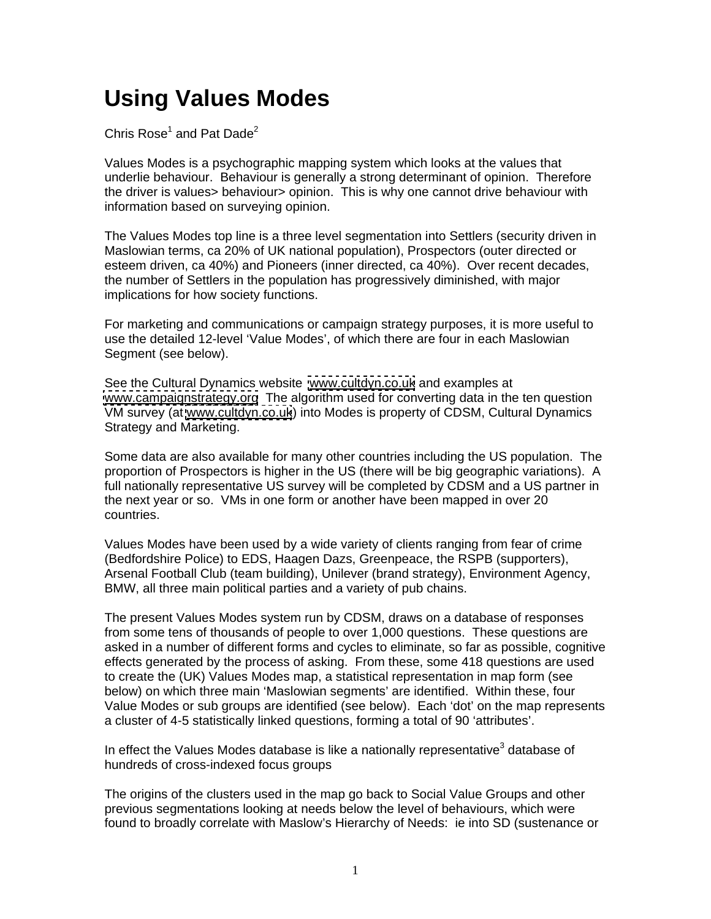# Using Values Modes

Chris Rose[1] and Pat Dade[2]

Values Modes is a psychographic mapping system which looks at the values that underlie behaviour. Behaviour is generally a strong determinant of opinion. Therefore the driver is values> behaviour> opinion. This is why one cannot drive behaviour with information based on surveying opinion.

The Values Modes top line is a three level segmentation into Settlers (security driven in Maslowian terms, ca 20% of UK national population), Prospectors (outer directed or esteem driven, ca 40%) and Pioneers (inner directed, ca 40%). Over recent decades, the number of Settlers in the population has progressively diminished, with major implications for how society functions.

For marketing and communications or campaign strategy purposes, it is more useful to use the detailed 12-level 'Value Modes', of which there are four in each Maslowian Segment (see below).

See the Cultural Dynamics website www.cultdyn.co.uk and examples at www.campaignstrategy.org The algorithm used for converting data in the ten question VM survey (at www.cultdyn.co.uk) into Modes is property of CDSM, Cultural Dynamics Strategy and Marketing.

Some data are also available for many other countries including the US population. The proportion of Prospectors is higher in the US (there will be big geographic variations). A full nationally representative US survey will be completed by CDSM and a US partner in the next year or so. VMs in one form or another have been mapped in over 20 countries.

Values Modes have been used by a wide variety of clients ranging from fear of crime (Bedfordshire Police) to EDS, Haagen Dazs, Greenpeace, the RSPB (supporters), Arsenal Football Club (team building), Unilever (brand strategy), Environment Agency, BMW, all three main political parties and a variety of pub chains.

The present Values Modes system run by CDSM, draws on a database of responses from some tens of thousands of people to over 1,000 questions. These questions are asked in a number of different forms and cycles to eliminate, so far as possible, cognitive effects generated by the process of asking. From these, some 418 questions are used to create the (UK) Values Modes map, a statistical representation in map form (see below) on which three main 'Maslowian segments' are identified. Within these, four Value Modes or sub groups are identified (see below). Each 'dot' on the map represents a cluster of 4-5 statistically linked questions, forming a total of 90 'attributes'.

In effect the Values Modes database is like a nationally representative[3] database of hundreds of cross-indexed focus groups

The origins of the clusters used in the map go back to Social Value Groups and other previous segmentations looking at needs below the level of behaviours, which were found to broadly correlate with Maslow's Hierarchy of Needs: ie into SD (sustenance or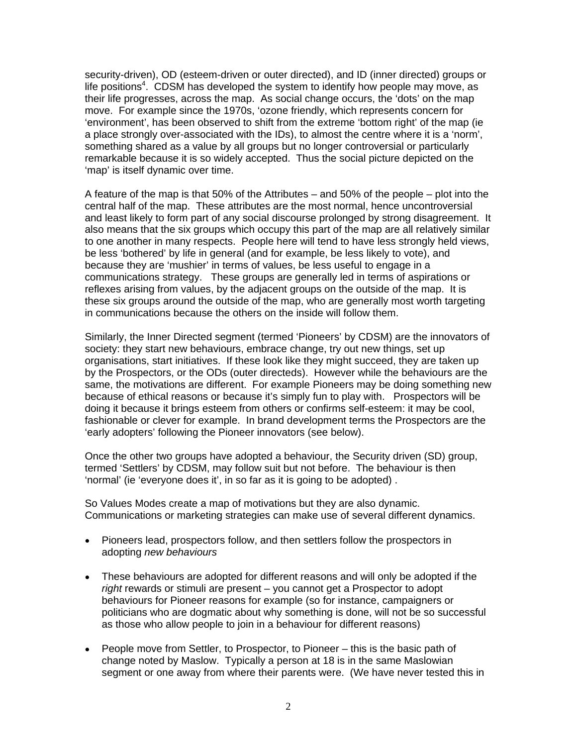security-driven), OD (esteem-driven or outer directed), and ID (inner directed) groups or life positions[4]. CDSM has developed the system to identify how people may move, as their life progresses, across the map. As social change occurs, the 'dots' on the map move. For example since the 1970s, 'ozone friendly, which represents concern for 'environment', has been observed to shift from the extreme 'bottom right' of the map (ie a place strongly over-associated with the IDs), to almost the centre where it is a 'norm', something shared as a value by all groups but no longer controversial or particularly remarkable because it is so widely accepted. Thus the social picture depicted on the 'map' is itself dynamic over time.

A feature of the map is that 50% of the Attributes – and 50% of the people – plot into the central half of the map. These attributes are the most normal, hence uncontroversial and least likely to form part of any social discourse prolonged by strong disagreement. It also means that the six groups which occupy this part of the map are all relatively similar to one another in many respects. People here will tend to have less strongly held views, be less 'bothered' by life in general (and for example, be less likely to vote), and because they are 'mushier' in terms of values, be less useful to engage in a communications strategy. These groups are generally led in terms of aspirations or reflexes arising from values, by the adjacent groups on the outside of the map. It is these six groups around the outside of the map, who are generally most worth targeting in communications because the others on the inside will follow them.

Similarly, the Inner Directed segment (termed 'Pioneers' by CDSM) are the innovators of society: they start new behaviours, embrace change, try out new things, set up organisations, start initiatives. If these look like they might succeed, they are taken up by the Prospectors, or the ODs (outer directeds). However while the behaviours are the same, the motivations are different. For example Pioneers may be doing something new because of ethical reasons or because it's simply fun to play with. Prospectors will be doing it because it brings esteem from others or confirms self-esteem: it may be cool, fashionable or clever for example. In brand development terms the Prospectors are the 'early adopters' following the Pioneer innovators (see below).

Once the other two groups have adopted a behaviour, the Security driven (SD) group, termed 'Settlers' by CDSM, may follow suit but not before. The behaviour is then 'normal' (ie 'everyone does it', in so far as it is going to be adopted) .

So Values Modes create a map of motivations but they are also dynamic. Communications or marketing strategies can make use of several different dynamics.

- Pioneers lead, prospectors follow, and then settlers follow the prospectors in adopting *new behaviours*
- These behaviours are adopted for different reasons and will only be adopted if the *right* rewards or stimuli are present – you cannot get a Prospector to adopt behaviours for Pioneer reasons for example (so for instance, campaigners or politicians who are dogmatic about why something is done, will not be so successful as those who allow people to join in a behaviour for different reasons)
- People move from Settler, to Prospector, to Pioneer – this is the basic path of change noted by Maslow. Typically a person at 18 is in the same Maslowian segment or one away from where their parents were. (We have never tested this in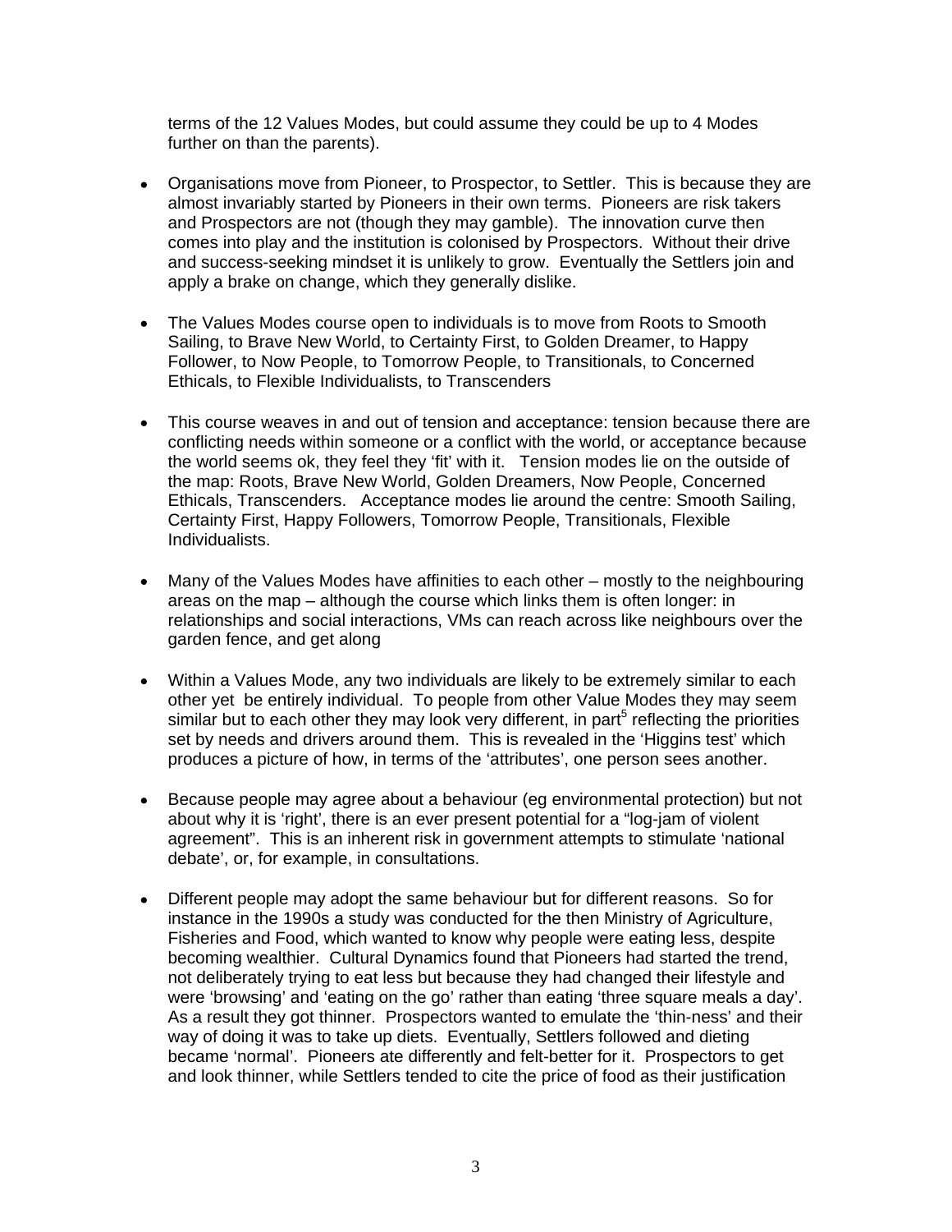terms of the 12 Values Modes, but could assume they could be up to 4 Modes further on than the parents).

- Organisations move from Pioneer, to Prospector, to Settler. This is because they are almost invariably started by Pioneers in their own terms. Pioneers are risk takers and Prospectors are not (though they may gamble). The innovation curve then comes into play and the institution is colonised by Prospectors. Without their drive and success-seeking mindset it is unlikely to grow. Eventually the Settlers join and apply a brake on change, which they generally dislike.

- The Values Modes course open to individuals is to move from Roots to Smooth Sailing, to Brave New World, to Certainty First, to Golden Dreamer, to Happy Follower, to Now People, to Tomorrow People, to Transitionals, to Concerned Ethicals, to Flexible Individualists, to Transcenders

- This course weaves in and out of tension and acceptance: tension because there are conflicting needs within someone or a conflict with the world, or acceptance because the world seems ok, they feel they 'fit' with it. Tension modes lie on the outside of the map: Roots, Brave New World, Golden Dreamers, Now People, Concerned Ethicals, Transcenders. Acceptance modes lie around the centre: Smooth Sailing, Certainty First, Happy Followers, Tomorrow People, Transitionals, Flexible Individualists.

- Many of the Values Modes have affinities to each other – mostly to the neighbouring areas on the map – although the course which links them is often longer: in relationships and social interactions, VMs can reach across like neighbours over the garden fence, and get along

- Within a Values Mode, any two individuals are likely to be extremely similar to each other yet be entirely individual. To people from other Value Modes they may seem similar but to each other they may look very different, in part[5] reflecting the priorities set by needs and drivers around them. This is revealed in the 'Higgins test' which produces a picture of how, in terms of the 'attributes', one person sees another.

- Because people may agree about a behaviour (eg environmental protection) but not about why it is 'right', there is an ever present potential for a "log-jam of violent agreement". This is an inherent risk in government attempts to stimulate 'national debate', or, for example, in consultations.

- Different people may adopt the same behaviour but for different reasons. So for instance in the 1990s a study was conducted for the then Ministry of Agriculture, Fisheries and Food, which wanted to know why people were eating less, despite becoming wealthier. Cultural Dynamics found that Pioneers had started the trend, not deliberately trying to eat less but because they had changed their lifestyle and were 'browsing' and 'eating on the go' rather than eating 'three square meals a day'. As a result they got thinner. Prospectors wanted to emulate the 'thin-ness' and their way of doing it was to take up diets. Eventually, Settlers followed and dieting became 'normal'. Pioneers ate differently and felt-better for it. Prospectors to get and look thinner, while Settlers tended to cite the price of food as their justification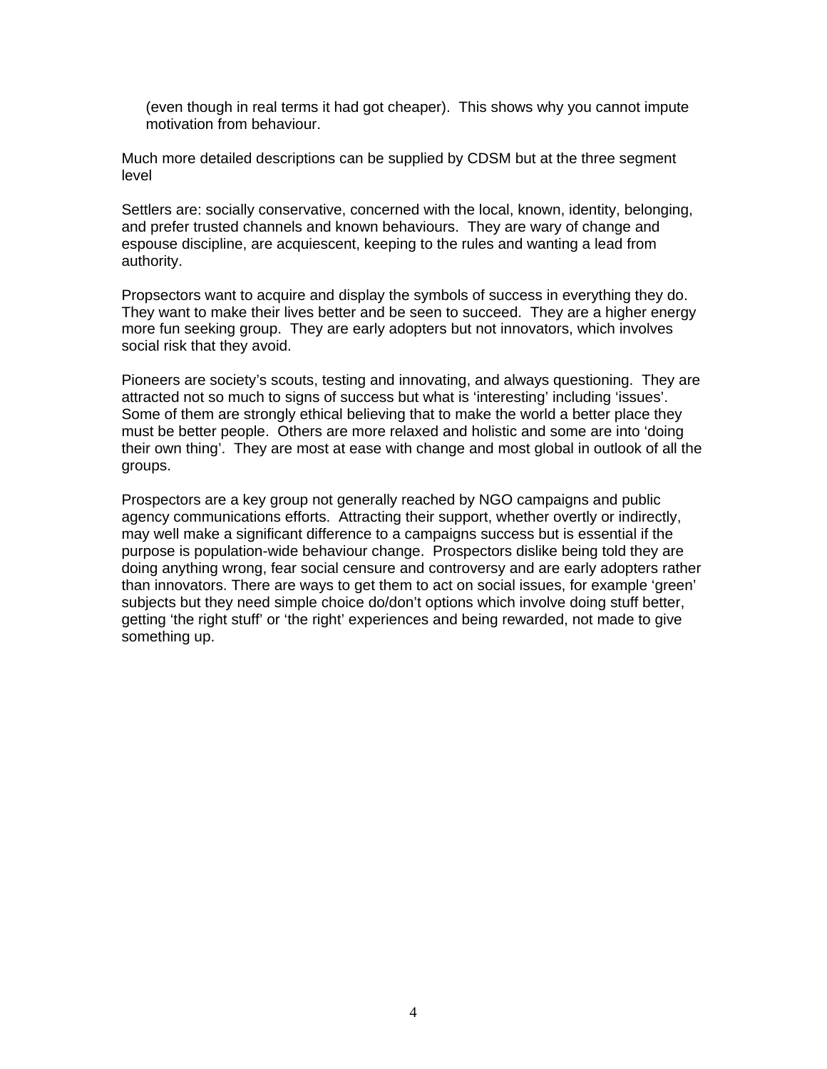(even though in real terms it had got cheaper). This shows why you cannot impute motivation from behaviour.

Much more detailed descriptions can be supplied by CDSM but at the three segment level

Settlers are: socially conservative, concerned with the local, known, identity, belonging, and prefer trusted channels and known behaviours. They are wary of change and espouse discipline, are acquiescent, keeping to the rules and wanting a lead from authority.

Propsectors want to acquire and display the symbols of success in everything they do. They want to make their lives better and be seen to succeed. They are a higher energy more fun seeking group. They are early adopters but not innovators, which involves social risk that they avoid.

Pioneers are society's scouts, testing and innovating, and always questioning. They are attracted not so much to signs of success but what is 'interesting' including 'issues'. Some of them are strongly ethical believing that to make the world a better place they must be better people. Others are more relaxed and holistic and some are into 'doing their own thing'. They are most at ease with change and most global in outlook of all the groups.

Prospectors are a key group not generally reached by NGO campaigns and public agency communications efforts. Attracting their support, whether overtly or indirectly, may well make a significant difference to a campaigns success but is essential if the purpose is population-wide behaviour change. Prospectors dislike being told they are doing anything wrong, fear social censure and controversy and are early adopters rather than innovators. There are ways to get them to act on social issues, for example 'green' subjects but they need simple choice do/don't options which involve doing stuff better, getting 'the right stuff' or 'the right' experiences and being rewarded, not made to give something up.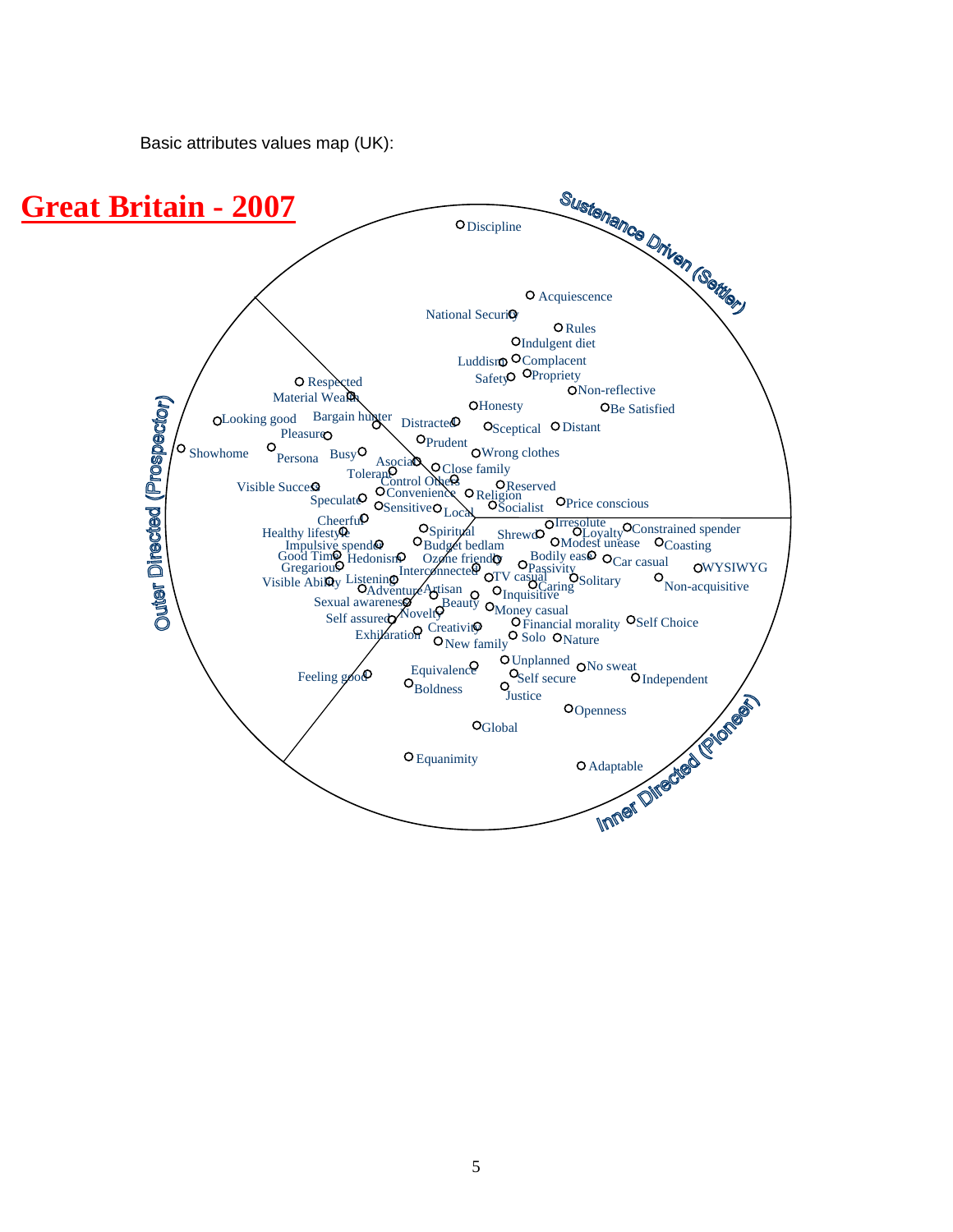Basic attributes values map (UK):

# Great Britain - 2007

Sustenance Driven (Settler)

Outer Directed (Prospector)

Inner Directed (Pioneer)

Discipline, Acquiescence, National Security, Rules, Indulgent diet, Luddism, Complacent, Safety, Propriety, Non-reflective, Respected, Material Wealth, Honesty, Be Satisfied, Looking good, Bargain hunter, Distracted, Sceptical, Distant, Pleasure, Prudent, Showhome, Persona, Busy, Wrong clothes, Asocial, Close family, Tolerant, Control Others, Reserved, Visible Success, Convenience, Religion, Speculate, Sensitive, Local, Socialist, Price conscious, Cheerful, Irresolute, Healthy lifestyle, Spiritual, Shrewd, Loyalty, Constrained spender, Impulsive spender, Budget bedlam, Modest unease, Coasting, Good Time, Hedonism, Ozone friendly, Bodily ease, Car casual, Gregarious, Interconnected, Passivity, WYSIWYG, Visible Ability, Listening, TV casual, Solitary, Non-acquisitive, Adventure, Artisan, Caring, Inquisitive, Sexual awareness, Beauty, Money casual, Self assured, Novelty, Financial morality, Self Choice, Exhilaration, Creativity, Solo, Nature, New family, Unplanned, No sweat, Feeling good, Equivalence, Self secure, Independent, Boldness, Justice, Openness, Global, Equanimity, Adaptable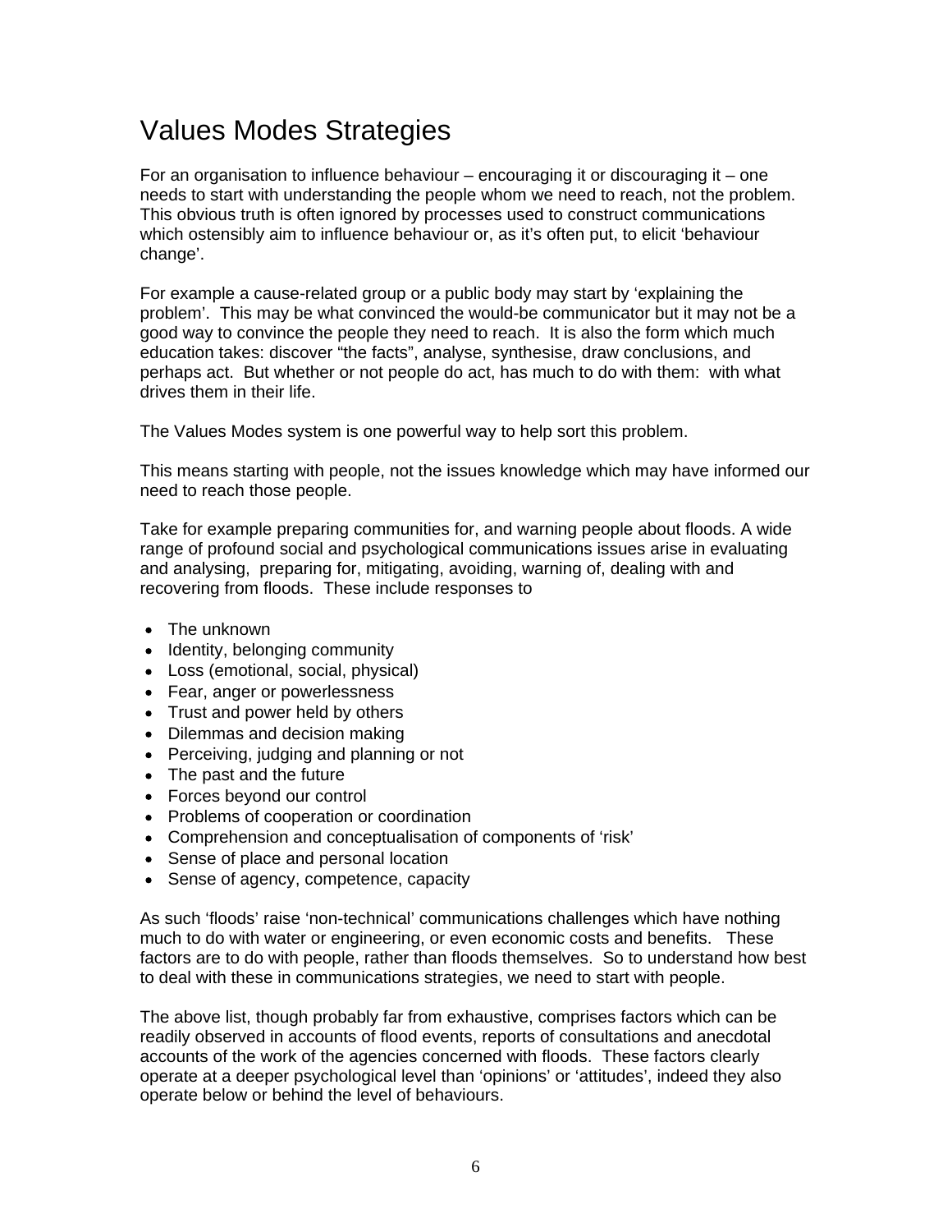# Values Modes Strategies

For an organisation to influence behaviour – encouraging it or discouraging it – one needs to start with understanding the people whom we need to reach, not the problem. This obvious truth is often ignored by processes used to construct communications which ostensibly aim to influence behaviour or, as it's often put, to elicit 'behaviour change'.

For example a cause-related group or a public body may start by 'explaining the problem'. This may be what convinced the would-be communicator but it may not be a good way to convince the people they need to reach. It is also the form which much education takes: discover "the facts", analyse, synthesise, draw conclusions, and perhaps act. But whether or not people do act, has much to do with them: with what drives them in their life.

The Values Modes system is one powerful way to help sort this problem.

This means starting with people, not the issues knowledge which may have informed our need to reach those people.

Take for example preparing communities for, and warning people about floods. A wide range of profound social and psychological communications issues arise in evaluating and analysing, preparing for, mitigating, avoiding, warning of, dealing with and recovering from floods. These include responses to

- The unknown
- Identity, belonging community
- Loss (emotional, social, physical)
- Fear, anger or powerlessness
- Trust and power held by others
- Dilemmas and decision making
- Perceiving, judging and planning or not
- The past and the future
- Forces beyond our control
- Problems of cooperation or coordination
- Comprehension and conceptualisation of components of 'risk'
- Sense of place and personal location
- Sense of agency, competence, capacity

As such 'floods' raise 'non-technical' communications challenges which have nothing much to do with water or engineering, or even economic costs and benefits. These factors are to do with people, rather than floods themselves. So to understand how best to deal with these in communications strategies, we need to start with people.

The above list, though probably far from exhaustive, comprises factors which can be readily observed in accounts of flood events, reports of consultations and anecdotal accounts of the work of the agencies concerned with floods. These factors clearly operate at a deeper psychological level than 'opinions' or 'attitudes', indeed they also operate below or behind the level of behaviours.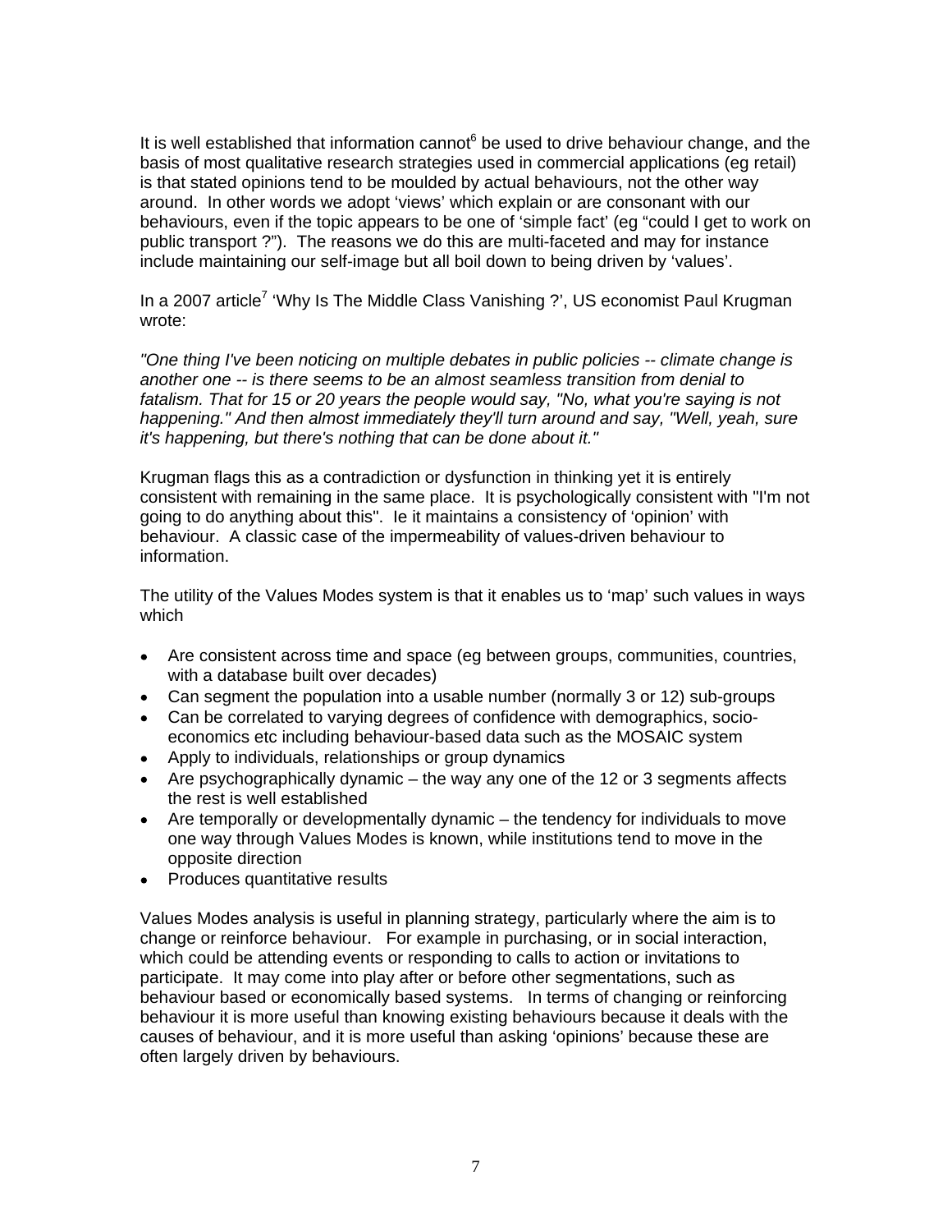It is well established that information cannot[6] be used to drive behaviour change, and the basis of most qualitative research strategies used in commercial applications (eg retail) is that stated opinions tend to be moulded by actual behaviours, not the other way around. In other words we adopt 'views' which explain or are consonant with our behaviours, even if the topic appears to be one of 'simple fact' (eg "could I get to work on public transport ?"). The reasons we do this are multi-faceted and may for instance include maintaining our self-image but all boil down to being driven by 'values'.

In a 2007 article[7] 'Why Is The Middle Class Vanishing ?', US economist Paul Krugman wrote:

*"One thing I've been noticing on multiple debates in public policies -- climate change is another one -- is there seems to be an almost seamless transition from denial to fatalism. That for 15 or 20 years the people would say, "No, what you're saying is not happening." And then almost immediately they'll turn around and say, "Well, yeah, sure it's happening, but there's nothing that can be done about it."*

Krugman flags this as a contradiction or dysfunction in thinking yet it is entirely consistent with remaining in the same place. It is psychologically consistent with "I'm not going to do anything about this". Ie it maintains a consistency of 'opinion' with behaviour. A classic case of the impermeability of values-driven behaviour to information.

The utility of the Values Modes system is that it enables us to 'map' such values in ways which

- Are consistent across time and space (eg between groups, communities, countries, with a database built over decades)
- Can segment the population into a usable number (normally 3 or 12) sub-groups
- Can be correlated to varying degrees of confidence with demographics, socio-economics etc including behaviour-based data such as the MOSAIC system
- Apply to individuals, relationships or group dynamics
- Are psychographically dynamic – the way any one of the 12 or 3 segments affects the rest is well established
- Are temporally or developmentally dynamic – the tendency for individuals to move one way through Values Modes is known, while institutions tend to move in the opposite direction
- Produces quantitative results

Values Modes analysis is useful in planning strategy, particularly where the aim is to change or reinforce behaviour. For example in purchasing, or in social interaction, which could be attending events or responding to calls to action or invitations to participate. It may come into play after or before other segmentations, such as behaviour based or economically based systems. In terms of changing or reinforcing behaviour it is more useful than knowing existing behaviours because it deals with the causes of behaviour, and it is more useful than asking 'opinions' because these are often largely driven by behaviours.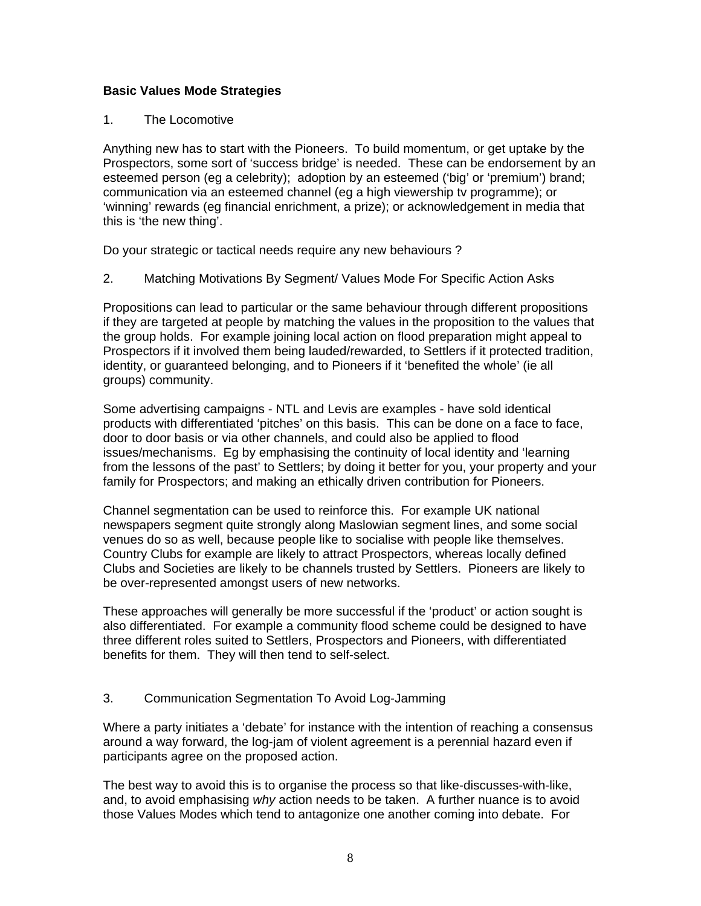**Basic Values Mode Strategies**

1. The Locomotive

Anything new has to start with the Pioneers. To build momentum, or get uptake by the Prospectors, some sort of 'success bridge' is needed. These can be endorsement by an esteemed person (eg a celebrity); adoption by an esteemed ('big' or 'premium') brand; communication via an esteemed channel (eg a high viewership tv programme); or 'winning' rewards (eg financial enrichment, a prize); or acknowledgement in media that this is 'the new thing'.

Do your strategic or tactical needs require any new behaviours ?

2. Matching Motivations By Segment/ Values Mode For Specific Action Asks

Propositions can lead to particular or the same behaviour through different propositions if they are targeted at people by matching the values in the proposition to the values that the group holds. For example joining local action on flood preparation might appeal to Prospectors if it involved them being lauded/rewarded, to Settlers if it protected tradition, identity, or guaranteed belonging, and to Pioneers if it 'benefited the whole' (ie all groups) community.

Some advertising campaigns - NTL and Levis are examples - have sold identical products with differentiated 'pitches' on this basis. This can be done on a face to face, door to door basis or via other channels, and could also be applied to flood issues/mechanisms. Eg by emphasising the continuity of local identity and 'learning from the lessons of the past' to Settlers; by doing it better for you, your property and your family for Prospectors; and making an ethically driven contribution for Pioneers.

Channel segmentation can be used to reinforce this. For example UK national newspapers segment quite strongly along Maslowian segment lines, and some social venues do so as well, because people like to socialise with people like themselves. Country Clubs for example are likely to attract Prospectors, whereas locally defined Clubs and Societies are likely to be channels trusted by Settlers. Pioneers are likely to be over-represented amongst users of new networks.

These approaches will generally be more successful if the 'product' or action sought is also differentiated. For example a community flood scheme could be designed to have three different roles suited to Settlers, Prospectors and Pioneers, with differentiated benefits for them. They will then tend to self-select.

3. Communication Segmentation To Avoid Log-Jamming

Where a party initiates a 'debate' for instance with the intention of reaching a consensus around a way forward, the log-jam of violent agreement is a perennial hazard even if participants agree on the proposed action.

The best way to avoid this is to organise the process so that like-discusses-with-like, and, to avoid emphasising *why* action needs to be taken. A further nuance is to avoid those Values Modes which tend to antagonize one another coming into debate. For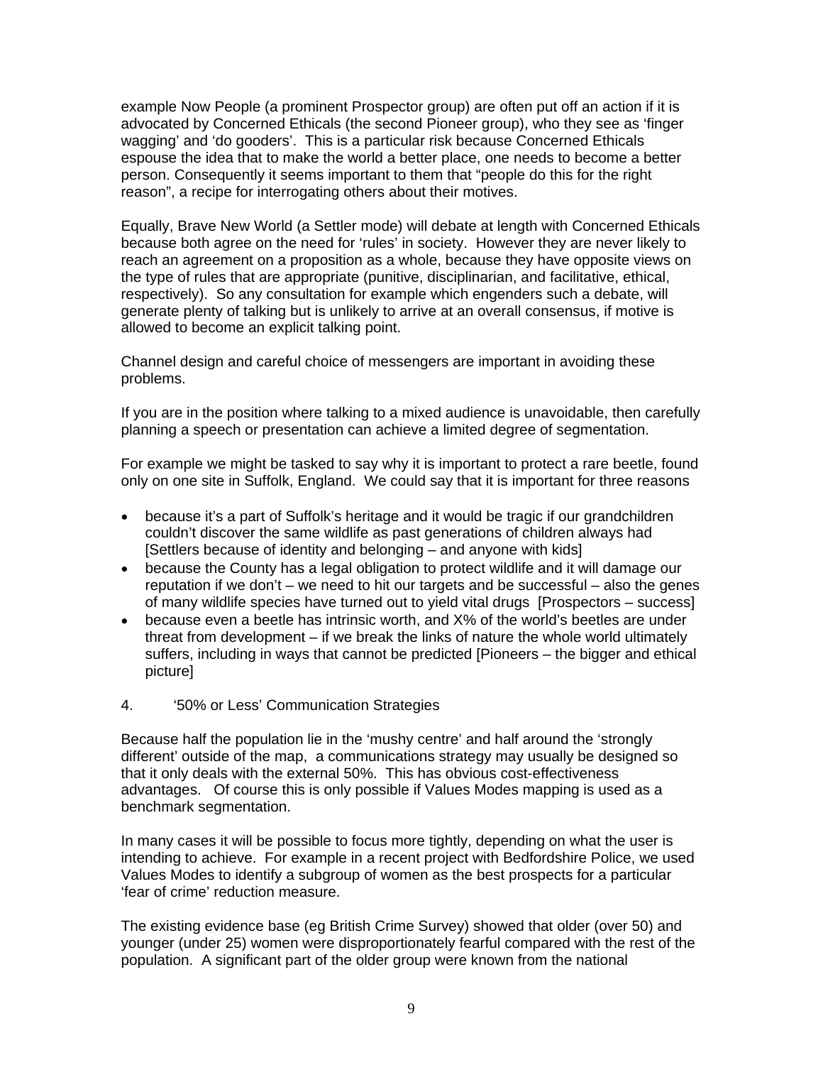example Now People (a prominent Prospector group) are often put off an action if it is advocated by Concerned Ethicals (the second Pioneer group), who they see as 'finger wagging' and 'do gooders'. This is a particular risk because Concerned Ethicals espouse the idea that to make the world a better place, one needs to become a better person. Consequently it seems important to them that "people do this for the right reason", a recipe for interrogating others about their motives.

Equally, Brave New World (a Settler mode) will debate at length with Concerned Ethicals because both agree on the need for 'rules' in society. However they are never likely to reach an agreement on a proposition as a whole, because they have opposite views on the type of rules that are appropriate (punitive, disciplinarian, and facilitative, ethical, respectively). So any consultation for example which engenders such a debate, will generate plenty of talking but is unlikely to arrive at an overall consensus, if motive is allowed to become an explicit talking point.

Channel design and careful choice of messengers are important in avoiding these problems.

If you are in the position where talking to a mixed audience is unavoidable, then carefully planning a speech or presentation can achieve a limited degree of segmentation.

For example we might be tasked to say why it is important to protect a rare beetle, found only on one site in Suffolk, England. We could say that it is important for three reasons

- because it's a part of Suffolk's heritage and it would be tragic if our grandchildren couldn't discover the same wildlife as past generations of children always had [Settlers because of identity and belonging – and anyone with kids]
- because the County has a legal obligation to protect wildlife and it will damage our reputation if we don't – we need to hit our targets and be successful – also the genes of many wildlife species have turned out to yield vital drugs [Prospectors – success]
- because even a beetle has intrinsic worth, and X% of the world's beetles are under threat from development – if we break the links of nature the whole world ultimately suffers, including in ways that cannot be predicted [Pioneers – the bigger and ethical picture]

## 4. '50% or Less' Communication Strategies

Because half the population lie in the 'mushy centre' and half around the 'strongly different' outside of the map, a communications strategy may usually be designed so that it only deals with the external 50%. This has obvious cost-effectiveness advantages. Of course this is only possible if Values Modes mapping is used as a benchmark segmentation.

In many cases it will be possible to focus more tightly, depending on what the user is intending to achieve. For example in a recent project with Bedfordshire Police, we used Values Modes to identify a subgroup of women as the best prospects for a particular 'fear of crime' reduction measure.

The existing evidence base (eg British Crime Survey) showed that older (over 50) and younger (under 25) women were disproportionately fearful compared with the rest of the population. A significant part of the older group were known from the national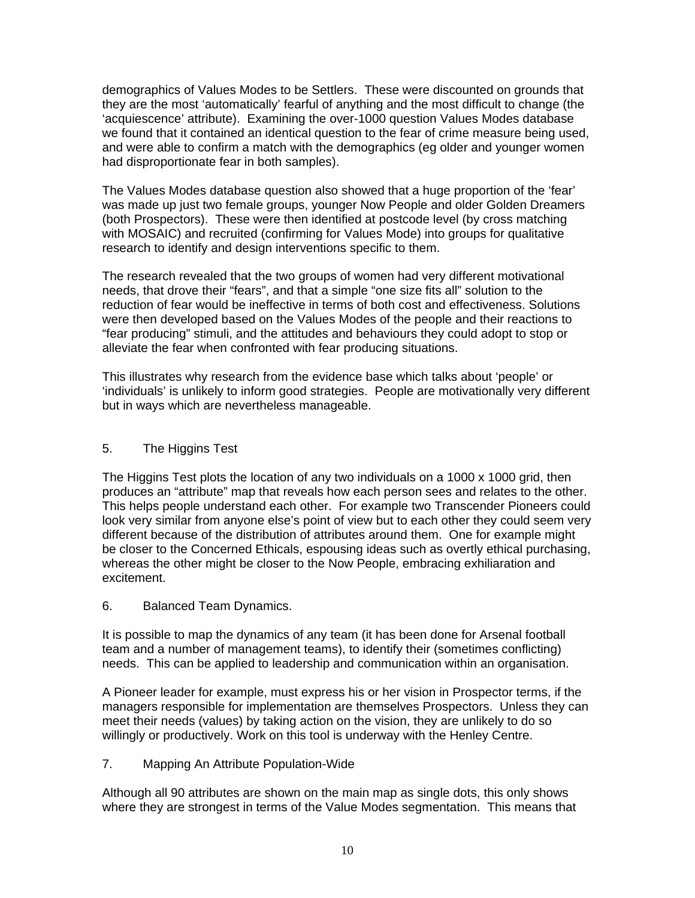demographics of Values Modes to be Settlers. These were discounted on grounds that they are the most 'automatically' fearful of anything and the most difficult to change (the 'acquiescence' attribute). Examining the over-1000 question Values Modes database we found that it contained an identical question to the fear of crime measure being used, and were able to confirm a match with the demographics (eg older and younger women had disproportionate fear in both samples).

The Values Modes database question also showed that a huge proportion of the 'fear' was made up just two female groups, younger Now People and older Golden Dreamers (both Prospectors). These were then identified at postcode level (by cross matching with MOSAIC) and recruited (confirming for Values Mode) into groups for qualitative research to identify and design interventions specific to them.

The research revealed that the two groups of women had very different motivational needs, that drove their "fears", and that a simple "one size fits all" solution to the reduction of fear would be ineffective in terms of both cost and effectiveness. Solutions were then developed based on the Values Modes of the people and their reactions to "fear producing" stimuli, and the attitudes and behaviours they could adopt to stop or alleviate the fear when confronted with fear producing situations.

This illustrates why research from the evidence base which talks about 'people' or 'individuals' is unlikely to inform good strategies. People are motivationally very different but in ways which are nevertheless manageable.

## 5. The Higgins Test

The Higgins Test plots the location of any two individuals on a 1000 x 1000 grid, then produces an "attribute" map that reveals how each person sees and relates to the other. This helps people understand each other. For example two Transcender Pioneers could look very similar from anyone else's point of view but to each other they could seem very different because of the distribution of attributes around them. One for example might be closer to the Concerned Ethicals, espousing ideas such as overtly ethical purchasing, whereas the other might be closer to the Now People, embracing exhiliaration and excitement.

## 6. Balanced Team Dynamics.

It is possible to map the dynamics of any team (it has been done for Arsenal football team and a number of management teams), to identify their (sometimes conflicting) needs. This can be applied to leadership and communication within an organisation.

A Pioneer leader for example, must express his or her vision in Prospector terms, if the managers responsible for implementation are themselves Prospectors. Unless they can meet their needs (values) by taking action on the vision, they are unlikely to do so willingly or productively. Work on this tool is underway with the Henley Centre.

## 7. Mapping An Attribute Population-Wide

Although all 90 attributes are shown on the main map as single dots, this only shows where they are strongest in terms of the Value Modes segmentation. This means that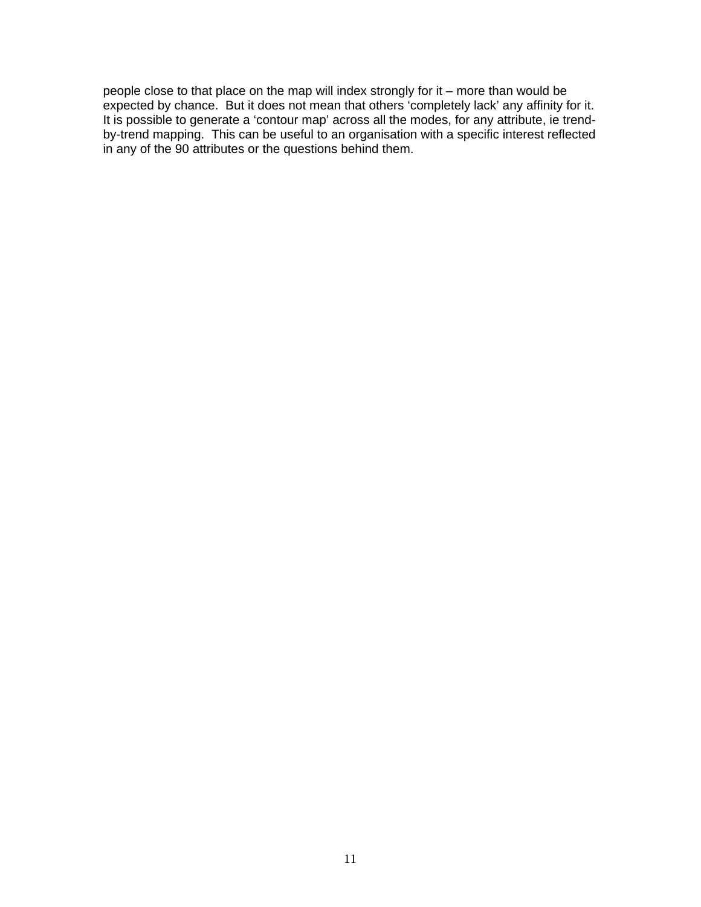people close to that place on the map will index strongly for it – more than would be expected by chance. But it does not mean that others 'completely lack' any affinity for it. It is possible to generate a 'contour map' across all the modes, for any attribute, ie trend-by-trend mapping. This can be useful to an organisation with a specific interest reflected in any of the 90 attributes or the questions behind them.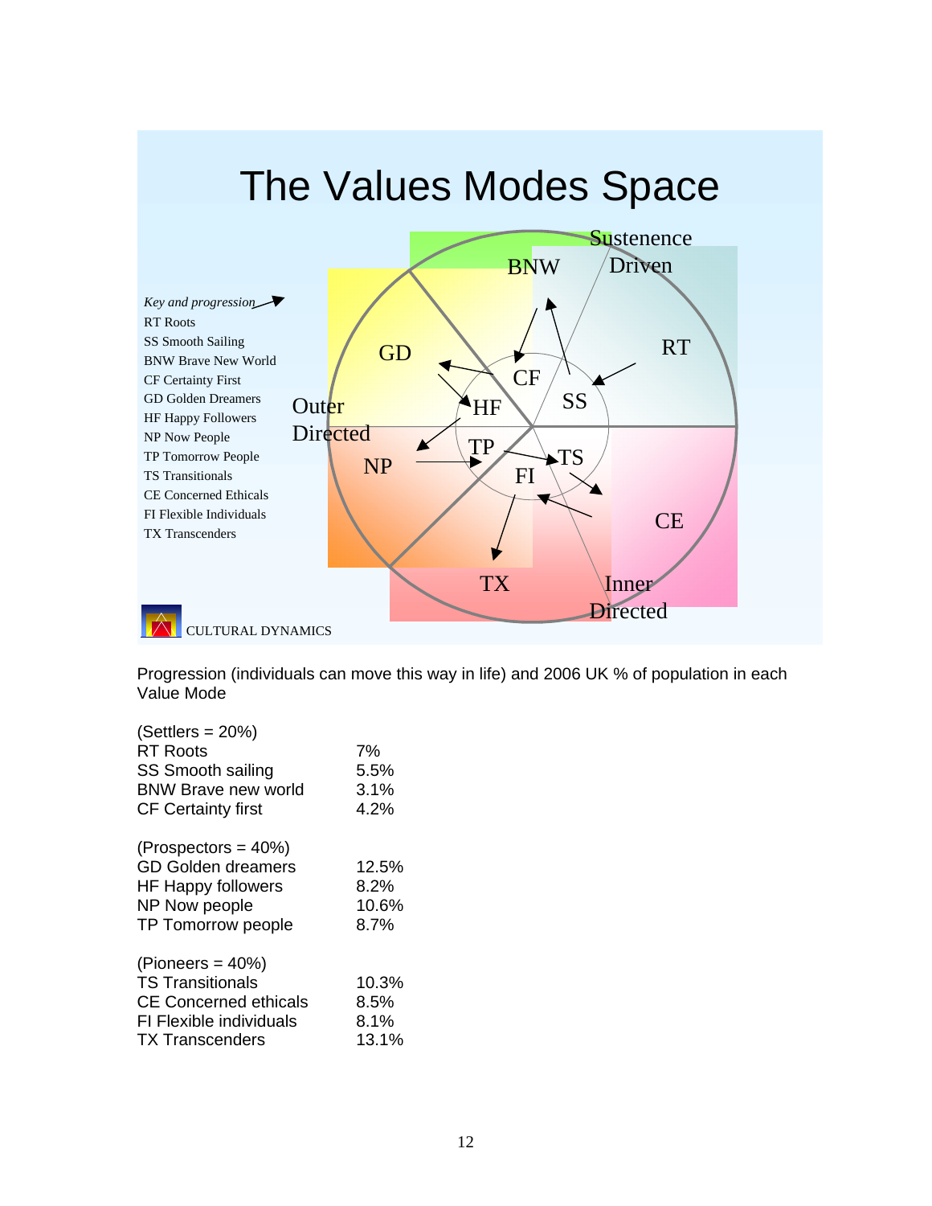# The Values Modes Space

*Key and progression*

- RT Roots
- SS Smooth Sailing
- BNW Brave New World
- CF Certainty First
- GD Golden Dreamers
- HF Happy Followers
- NP Now People
- TP Tomorrow People
- TS Transitionals
- CE Concerned Ethicals
- FI Flexible Individuals
- TX Transcenders

Sustenence Driven

Outer Directed

Inner Directed

CULTURAL DYNAMICS

Progression (individuals can move this way in life) and 2006 UK % of population in each Value Mode

| (Settlers = 20%) | |
|---|---|
| RT Roots | 7% |
| SS Smooth sailing | 5.5% |
| BNW Brave new world | 3.1% |
| CF Certainty first | 4.2% |
| (Prospectors = 40%) | |
| GD Golden dreamers | 12.5% |
| HF Happy followers | 8.2% |
| NP Now people | 10.6% |
| TP Tomorrow people | 8.7% |
| (Pioneers = 40%) | |
| TS Transitionals | 10.3% |
| CE Concerned ethicals | 8.5% |
| FI Flexible individuals | 8.1% |
| TX Transcenders | 13.1% |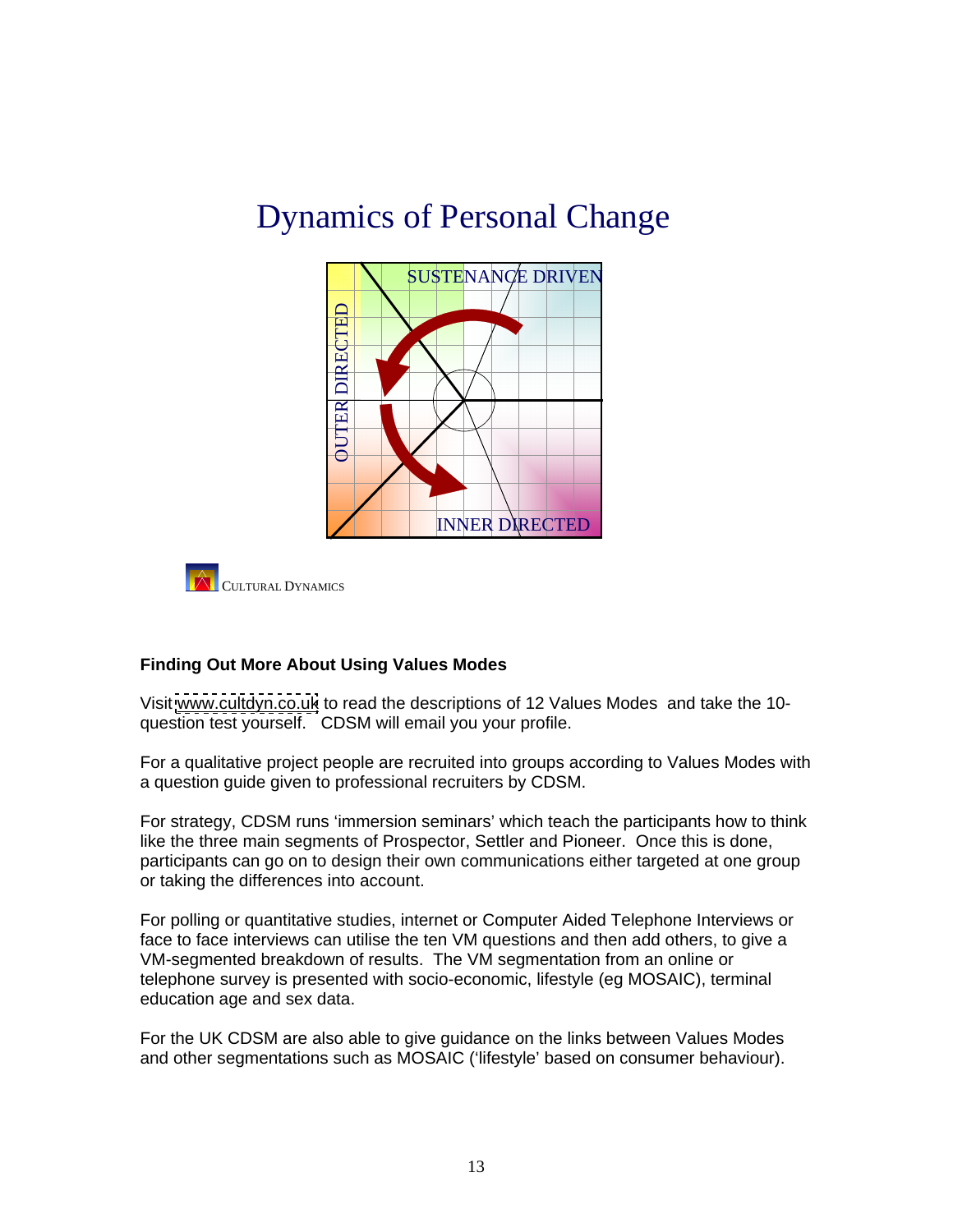# Dynamics of Personal Change

SUSTENANCE DRIVEN

OUTER DIRECTED

INNER DIRECTED

CULTURAL DYNAMICS

**Finding Out More About Using Values Modes**

Visit www.cultdyn.co.uk to read the descriptions of 12 Values Modes and take the 10-question test yourself. CDSM will email you your profile.

For a qualitative project people are recruited into groups according to Values Modes with a question guide given to professional recruiters by CDSM.

For strategy, CDSM runs 'immersion seminars' which teach the participants how to think like the three main segments of Prospector, Settler and Pioneer. Once this is done, participants can go on to design their own communications either targeted at one group or taking the differences into account.

For polling or quantitative studies, internet or Computer Aided Telephone Interviews or face to face interviews can utilise the ten VM questions and then add others, to give a VM-segmented breakdown of results. The VM segmentation from an online or telephone survey is presented with socio-economic, lifestyle (eg MOSAIC), terminal education age and sex data.

For the UK CDSM are also able to give guidance on the links between Values Modes and other segmentations such as MOSAIC ('lifestyle' based on consumer behaviour).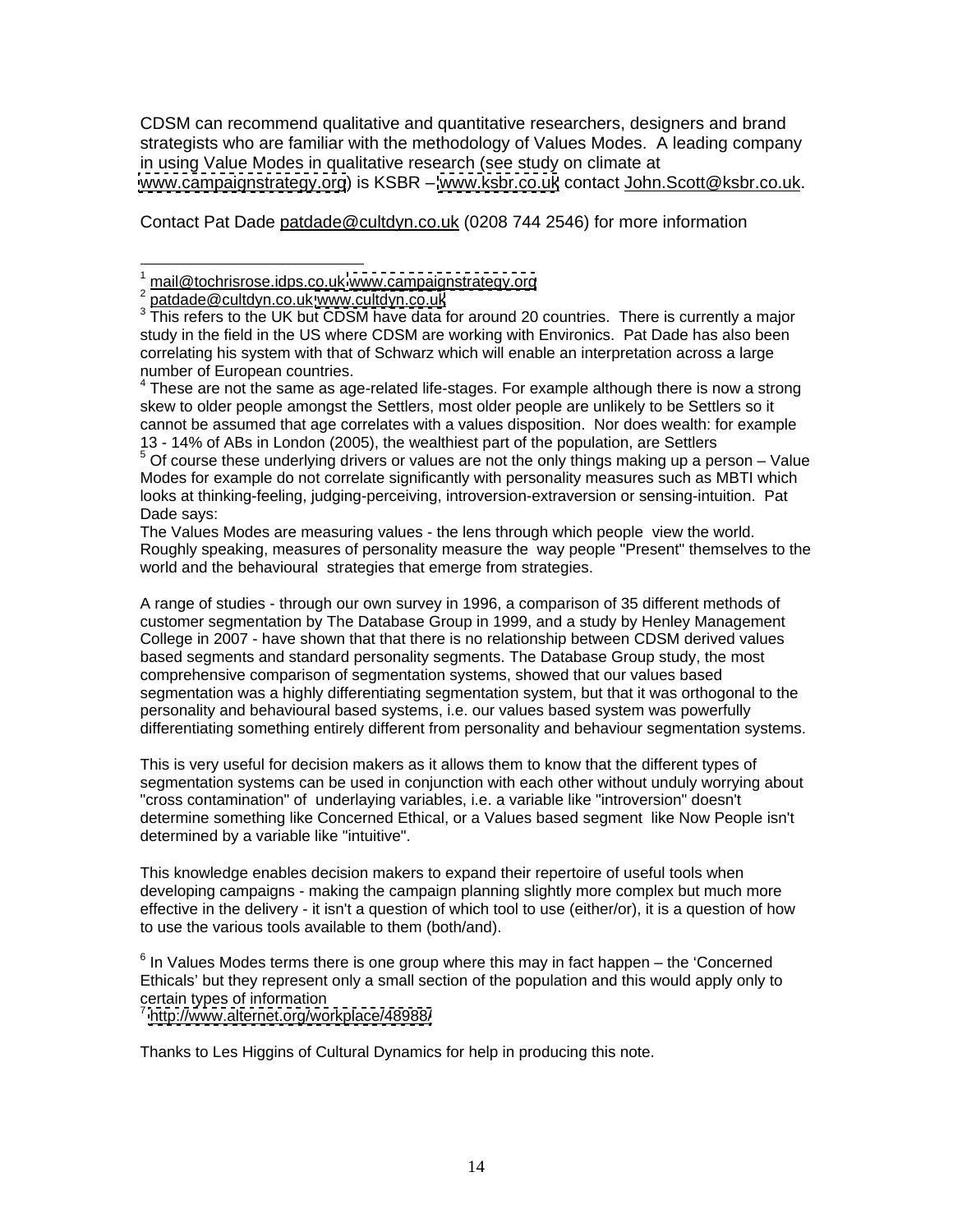CDSM can recommend qualitative and quantitative researchers, designers and brand strategists who are familiar with the methodology of Values Modes. A leading company in using Value Modes in qualitative research (see study on climate at www.campaignstrategy.org) is KSBR – www.ksbr.co.uk contact John.Scott@ksbr.co.uk.

Contact Pat Dade patdade@cultdyn.co.uk (0208 744 2546) for more information

---

[1] mail@tochrisrose.idps.co.uk www.campaignstrategy.org

[2] patdade@cultdyn.co.uk www.cultdyn.co.uk

[3] This refers to the UK but CDSM have data for around 20 countries. There is currently a major study in the field in the US where CDSM are working with Environics. Pat Dade has also been correlating his system with that of Schwarz which will enable an interpretation across a large number of European countries.

[4] These are not the same as age-related life-stages. For example although there is now a strong skew to older people amongst the Settlers, most older people are unlikely to be Settlers so it cannot be assumed that age correlates with a values disposition. Nor does wealth: for example 13 - 14% of ABs in London (2005), the wealthiest part of the population, are Settlers

[5] Of course these underlying drivers or values are not the only things making up a person – Value Modes for example do not correlate significantly with personality measures such as MBTI which looks at thinking-feeling, judging-perceiving, introversion-extraversion or sensing-intuition. Pat Dade says:

The Values Modes are measuring values - the lens through which people view the world. Roughly speaking, measures of personality measure the way people "Present" themselves to the world and the behavioural strategies that emerge from strategies.

A range of studies - through our own survey in 1996, a comparison of 35 different methods of customer segmentation by The Database Group in 1999, and a study by Henley Management College in 2007 - have shown that that there is no relationship between CDSM derived values based segments and standard personality segments. The Database Group study, the most comprehensive comparison of segmentation systems, showed that our values based segmentation was a highly differentiating segmentation system, but that it was orthogonal to the personality and behavioural based systems, i.e. our values based system was powerfully differentiating something entirely different from personality and behaviour segmentation systems.

This is very useful for decision makers as it allows them to know that the different types of segmentation systems can be used in conjunction with each other without unduly worrying about "cross contamination" of underlaying variables, i.e. a variable like "introversion" doesn't determine something like Concerned Ethical, or a Values based segment like Now People isn't determined by a variable like "intuitive".

This knowledge enables decision makers to expand their repertoire of useful tools when developing campaigns - making the campaign planning slightly more complex but much more effective in the delivery - it isn't a question of which tool to use (either/or), it is a question of how to use the various tools available to them (both/and).

[6] In Values Modes terms there is one group where this may in fact happen – the 'Concerned Ethicals' but they represent only a small section of the population and this would apply only to certain types of information

[7] http://www.alternet.org/workplace/48988/

Thanks to Les Higgins of Cultural Dynamics for help in producing this note.